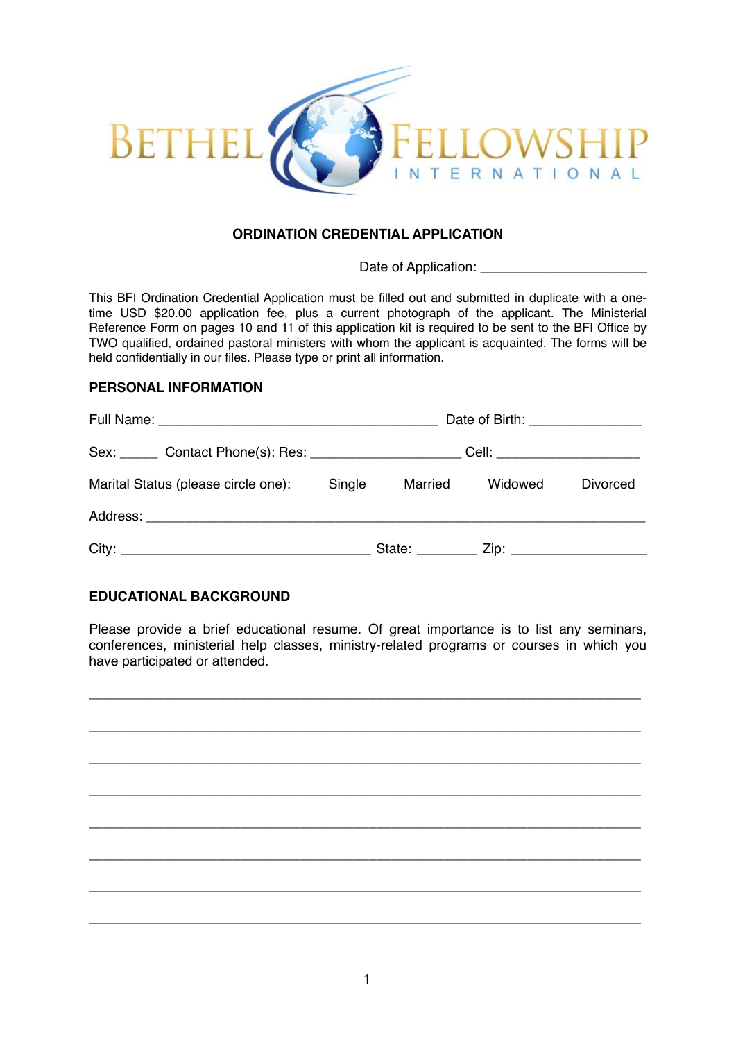BETHEL FELLOWSHIP INTERNATIONAL

## ORDINATION CREDENTIAL APPLICATION

Date of Application: ______________________

This BFI Ordination Credential Application must be filled out and submitted in duplicate with a one-time USD $20.00 application fee, plus a current photograph of the applicant. The Ministerial Reference Form on pages 10 and 11 of this application kit is required to be sent to the BFI Office by TWO qualified, ordained pastoral ministers with whom the applicant is acquainted. The forms will be held confidentially in our files. Please type or print all information.

### PERSONAL INFORMATION

Full Name: ______________________________________ Date of Birth: _______________

Sex: _____ Contact Phone(s): Res: ____________________ Cell: ___________________

Marital Status (please circle one): Single Married Widowed Divorced

Address: ____________________________________________________________________

City: _________________________________ State: ________ Zip: __________________

### EDUCATIONAL BACKGROUND

Please provide a brief educational resume. Of great importance is to list any seminars, conferences, ministerial help classes, ministry-related programs or courses in which you have participated or attended.

__________________________________________________________________________

__________________________________________________________________________

__________________________________________________________________________

__________________________________________________________________________

__________________________________________________________________________

__________________________________________________________________________

__________________________________________________________________________

__________________________________________________________________________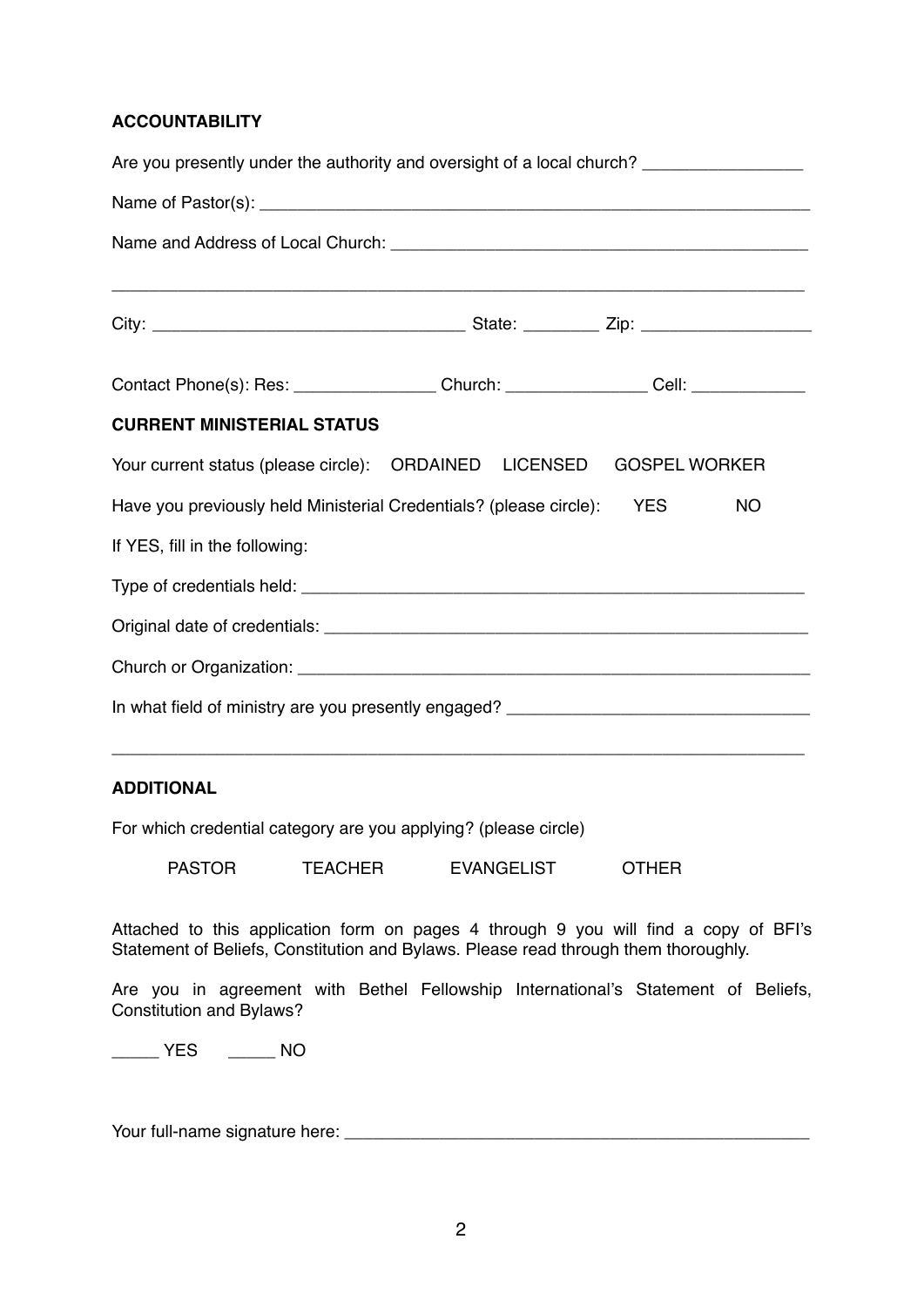**ACCOUNTABILITY**

Are you presently under the authority and oversight of a local church? _________________

Name of Pastor(s): ___________________________________________________________

Name and Address of Local Church: ____________________________________________

_____________________________________________________________________________

City: _________________________________ State: ________ Zip: __________________

Contact Phone(s): Res: _______________ Church: _______________ Cell: ____________

**CURRENT MINISTERIAL STATUS**

Your current status (please circle): ORDAINED LICENSED GOSPEL WORKER

Have you previously held Ministerial Credentials? (please circle): YES NO

If YES, fill in the following:

Type of credentials held: ______________________________________________________

Original date of credentials: ___________________________________________________

Church or Organization: _______________________________________________________

In what field of ministry are you presently engaged? _______________________________

_____________________________________________________________________________

**ADDITIONAL**

For which credential category are you applying? (please circle)

PASTOR TEACHER EVANGELIST OTHER

Attached to this application form on pages 4 through 9 you will find a copy of BFI's Statement of Beliefs, Constitution and Bylaws. Please read through them thoroughly.

Are you in agreement with Bethel Fellowship International's Statement of Beliefs, Constitution and Bylaws?

_____ YES _____ NO

Your full-name signature here: ___________________________________________________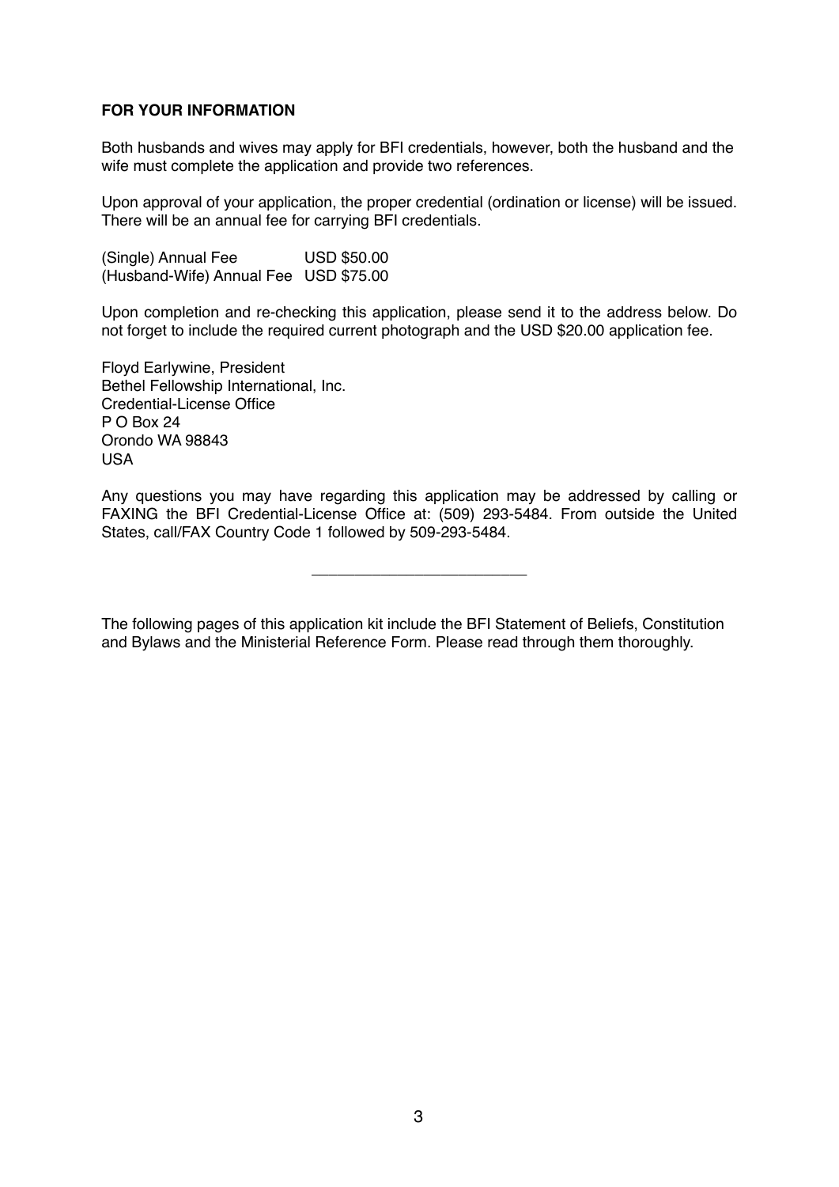**FOR YOUR INFORMATION**

Both husbands and wives may apply for BFI credentials, however, both the husband and the wife must complete the application and provide two references.

Upon approval of your application, the proper credential (ordination or license) will be issued. There will be an annual fee for carrying BFI credentials.

(Single) Annual Fee USD $50.00
(Husband-Wife) Annual Fee USD $75.00

Upon completion and re-checking this application, please send it to the address below. Do not forget to include the required current photograph and the USD $20.00 application fee.

Floyd Earlywine, President
Bethel Fellowship International, Inc.
Credential-License Office
P O Box 24
Orondo WA 98843
USA

Any questions you may have regarding this application may be addressed by calling or FAXING the BFI Credential-License Office at: (509) 293-5484. From outside the United States, call/FAX Country Code 1 followed by 509-293-5484.

---

The following pages of this application kit include the BFI Statement of Beliefs, Constitution and Bylaws and the Ministerial Reference Form. Please read through them thoroughly.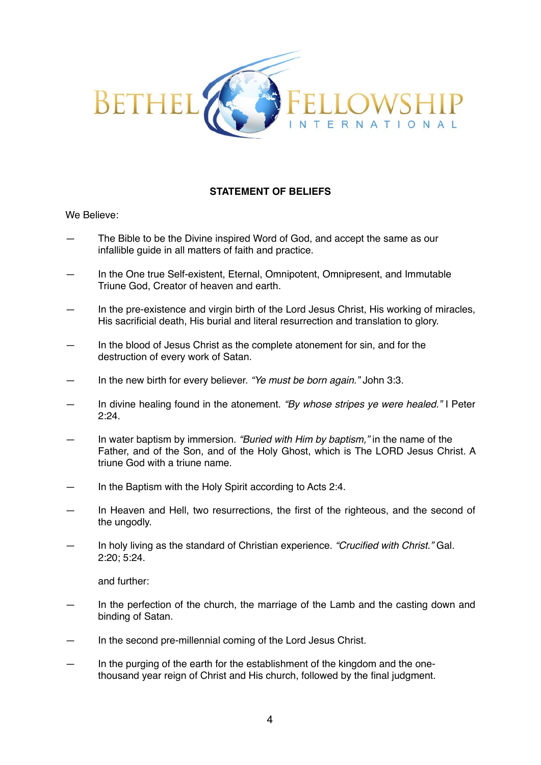BETHEL FELLOWSHIP INTERNATIONAL

## STATEMENT OF BELIEFS

We Believe:

— The Bible to be the Divine inspired Word of God, and accept the same as our infallible guide in all matters of faith and practice.

— In the One true Self-existent, Eternal, Omnipotent, Omnipresent, and Immutable Triune God, Creator of heaven and earth.

— In the pre-existence and virgin birth of the Lord Jesus Christ, His working of miracles, His sacrificial death, His burial and literal resurrection and translation to glory.

— In the blood of Jesus Christ as the complete atonement for sin, and for the destruction of every work of Satan.

— In the new birth for every believer. *"Ye must be born again."* John 3:3.

— In divine healing found in the atonement. *"By whose stripes ye were healed."* I Peter 2:24.

— In water baptism by immersion. *"Buried with Him by baptism,"* in the name of the Father, and of the Son, and of the Holy Ghost, which is The LORD Jesus Christ. A triune God with a triune name.

— In the Baptism with the Holy Spirit according to Acts 2:4.

— In Heaven and Hell, two resurrections, the first of the righteous, and the second of the ungodly.

— In holy living as the standard of Christian experience. *"Crucified with Christ."* Gal. 2:20; 5:24.

and further:

— In the perfection of the church, the marriage of the Lamb and the casting down and binding of Satan.

— In the second pre-millennial coming of the Lord Jesus Christ.

— In the purging of the earth for the establishment of the kingdom and the one-thousand year reign of Christ and His church, followed by the final judgment.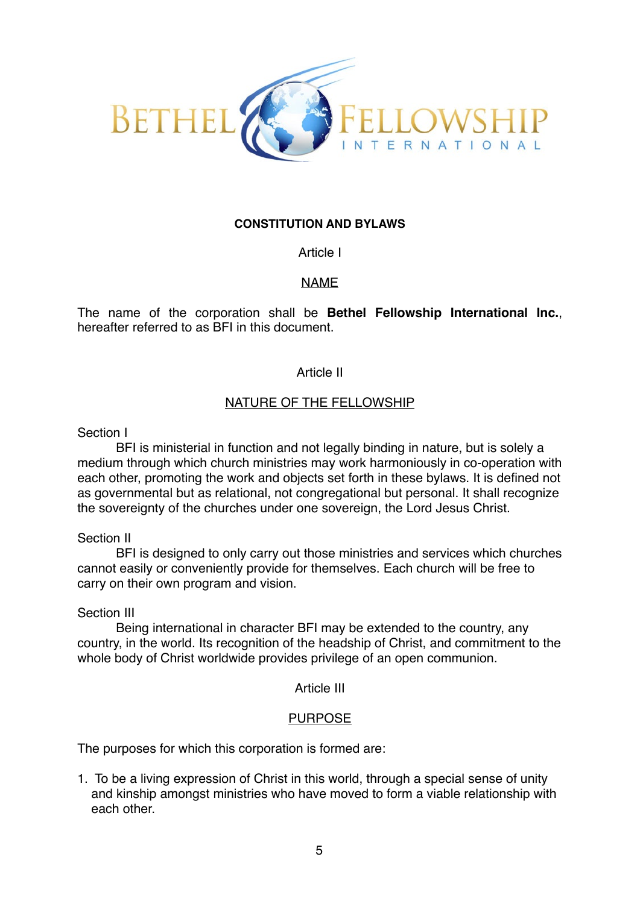BETHEL FELLOWSHIP INTERNATIONAL

# CONSTITUTION AND BYLAWS

## Article I

## NAME

The name of the corporation shall be **Bethel Fellowship International Inc.**, hereafter referred to as BFI in this document.

## Article II

## NATURE OF THE FELLOWSHIP

Section I

BFI is ministerial in function and not legally binding in nature, but is solely a medium through which church ministries may work harmoniously in co-operation with each other, promoting the work and objects set forth in these bylaws. It is defined not as governmental but as relational, not congregational but personal. It shall recognize the sovereignty of the churches under one sovereign, the Lord Jesus Christ.

Section II

BFI is designed to only carry out those ministries and services which churches cannot easily or conveniently provide for themselves. Each church will be free to carry on their own program and vision.

Section III

Being international in character BFI may be extended to the country, any country, in the world. Its recognition of the headship of Christ, and commitment to the whole body of Christ worldwide provides privilege of an open communion.

## Article III

## PURPOSE

The purposes for which this corporation is formed are:

1. To be a living expression of Christ in this world, through a special sense of unity and kinship amongst ministries who have moved to form a viable relationship with each other.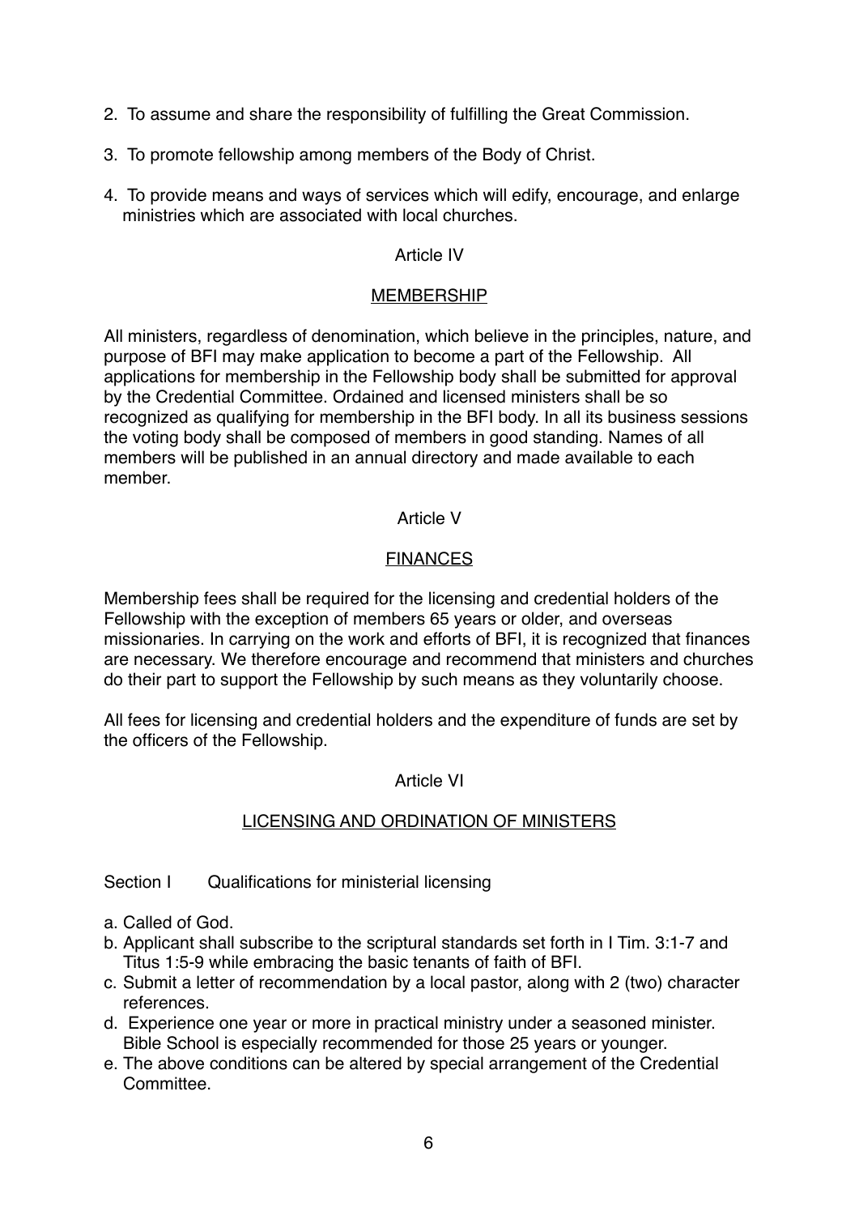2. To assume and share the responsibility of fulfilling the Great Commission.

3. To promote fellowship among members of the Body of Christ.

4. To provide means and ways of services which will edify, encourage, and enlarge ministries which are associated with local churches.

## Article IV

## MEMBERSHIP

All ministers, regardless of denomination, which believe in the principles, nature, and purpose of BFI may make application to become a part of the Fellowship. All applications for membership in the Fellowship body shall be submitted for approval by the Credential Committee. Ordained and licensed ministers shall be so recognized as qualifying for membership in the BFI body. In all its business sessions the voting body shall be composed of members in good standing. Names of all members will be published in an annual directory and made available to each member.

## Article V

## FINANCES

Membership fees shall be required for the licensing and credential holders of the Fellowship with the exception of members 65 years or older, and overseas missionaries. In carrying on the work and efforts of BFI, it is recognized that finances are necessary. We therefore encourage and recommend that ministers and churches do their part to support the Fellowship by such means as they voluntarily choose.

All fees for licensing and credential holders and the expenditure of funds are set by the officers of the Fellowship.

## Article VI

## LICENSING AND ORDINATION OF MINISTERS

### Section I Qualifications for ministerial licensing

a. Called of God.
b. Applicant shall subscribe to the scriptural standards set forth in I Tim. 3:1-7 and Titus 1:5-9 while embracing the basic tenants of faith of BFI.
c. Submit a letter of recommendation by a local pastor, along with 2 (two) character references.
d. Experience one year or more in practical ministry under a seasoned minister. Bible School is especially recommended for those 25 years or younger.
e. The above conditions can be altered by special arrangement of the Credential Committee.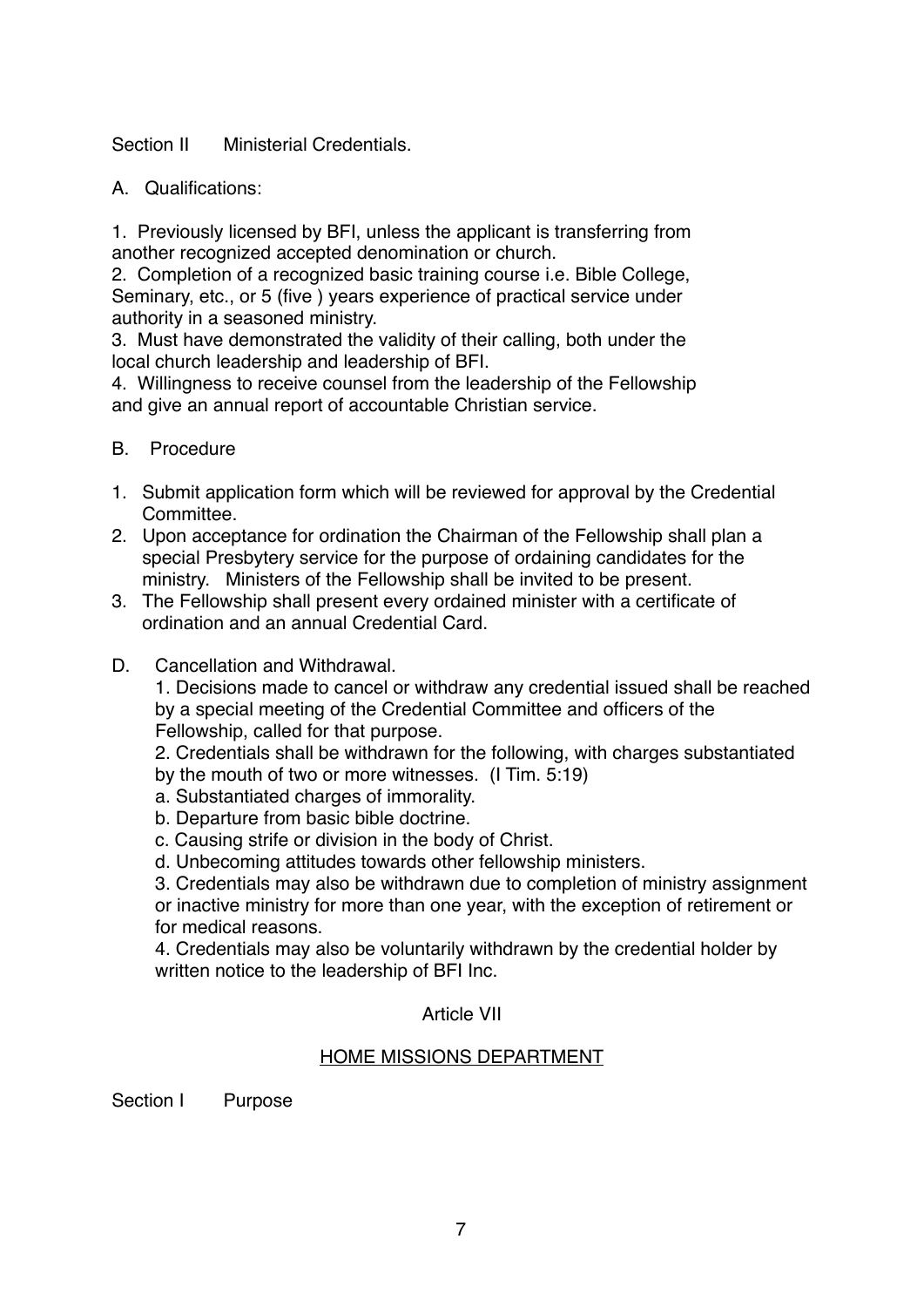Section II Ministerial Credentials.

A. Qualifications:

1. Previously licensed by BFI, unless the applicant is transferring from another recognized accepted denomination or church.
2. Completion of a recognized basic training course i.e. Bible College, Seminary, etc., or 5 (five ) years experience of practical service under authority in a seasoned ministry.
3. Must have demonstrated the validity of their calling, both under the local church leadership and leadership of BFI.
4. Willingness to receive counsel from the leadership of the Fellowship and give an annual report of accountable Christian service.

B. Procedure

1. Submit application form which will be reviewed for approval by the Credential Committee.
2. Upon acceptance for ordination the Chairman of the Fellowship shall plan a special Presbytery service for the purpose of ordaining candidates for the ministry. Ministers of the Fellowship shall be invited to be present.
3. The Fellowship shall present every ordained minister with a certificate of ordination and an annual Credential Card.

D. Cancellation and Withdrawal.

1. Decisions made to cancel or withdraw any credential issued shall be reached by a special meeting of the Credential Committee and officers of the Fellowship, called for that purpose.
2. Credentials shall be withdrawn for the following, with charges substantiated by the mouth of two or more witnesses. (I Tim. 5:19)
   a. Substantiated charges of immorality.
   b. Departure from basic bible doctrine.
   c. Causing strife or division in the body of Christ.
   d. Unbecoming attitudes towards other fellowship ministers.
3. Credentials may also be withdrawn due to completion of ministry assignment or inactive ministry for more than one year, with the exception of retirement or for medical reasons.
4. Credentials may also be voluntarily withdrawn by the credential holder by written notice to the leadership of BFI Inc.

## Article VII

## HOME MISSIONS DEPARTMENT

Section I Purpose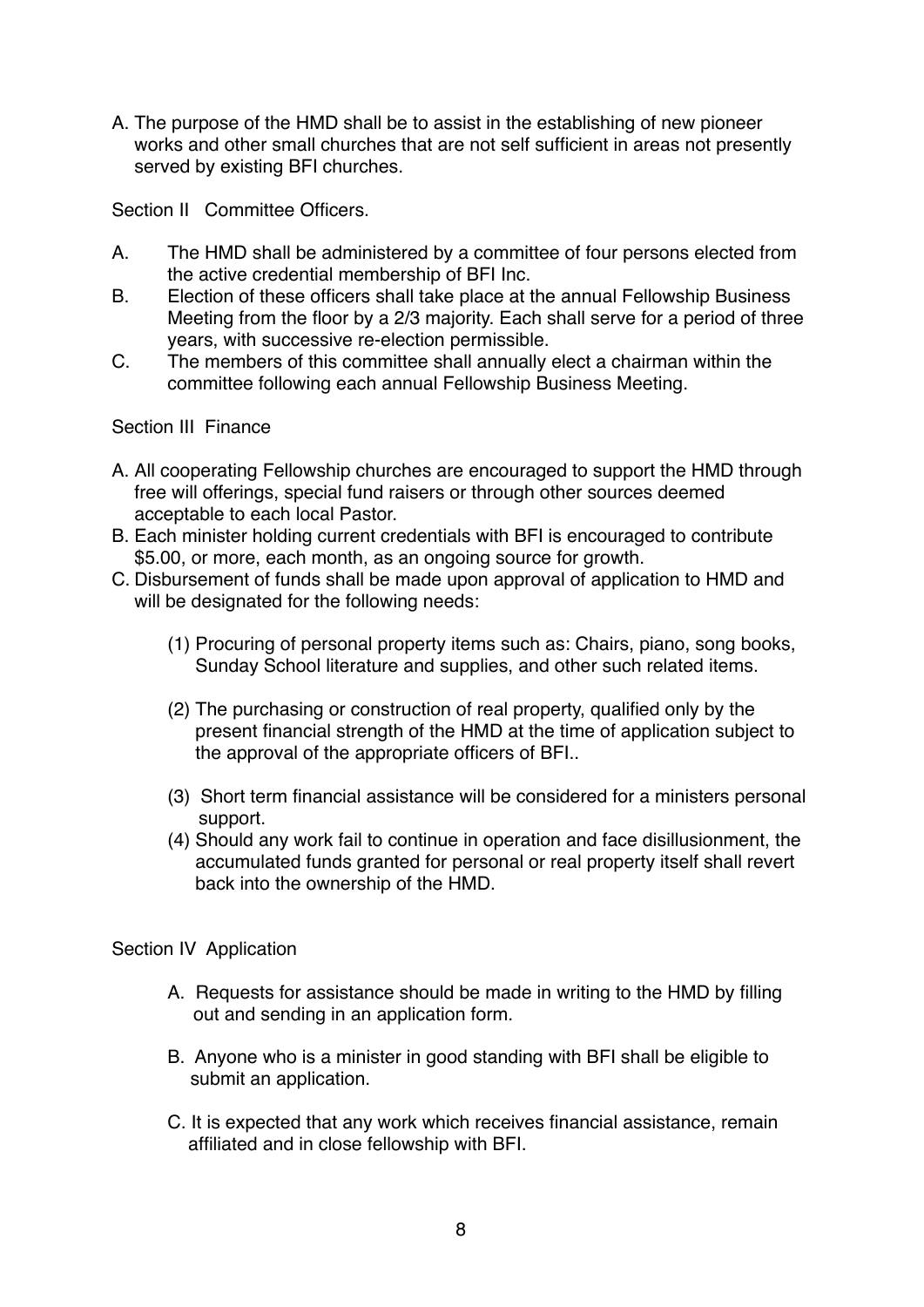A. The purpose of the HMD shall be to assist in the establishing of new pioneer works and other small churches that are not self sufficient in areas not presently served by existing BFI churches.

Section II Committee Officers.

A. The HMD shall be administered by a committee of four persons elected from the active credential membership of BFI Inc.
B. Election of these officers shall take place at the annual Fellowship Business Meeting from the floor by a 2/3 majority. Each shall serve for a period of three years, with successive re-election permissible.
C. The members of this committee shall annually elect a chairman within the committee following each annual Fellowship Business Meeting.

Section III Finance

A. All cooperating Fellowship churches are encouraged to support the HMD through free will offerings, special fund raisers or through other sources deemed acceptable to each local Pastor.
B. Each minister holding current credentials with BFI is encouraged to contribute $5.00, or more, each month, as an ongoing source for growth.
C. Disbursement of funds shall be made upon approval of application to HMD and will be designated for the following needs:

   (1) Procuring of personal property items such as: Chairs, piano, song books, Sunday School literature and supplies, and other such related items.

   (2) The purchasing or construction of real property, qualified only by the present financial strength of the HMD at the time of application subject to the approval of the appropriate officers of BFI..

   (3) Short term financial assistance will be considered for a ministers personal support.

   (4) Should any work fail to continue in operation and face disillusionment, the accumulated funds granted for personal or real property itself shall revert back into the ownership of the HMD.

Section IV Application

A. Requests for assistance should be made in writing to the HMD by filling out and sending in an application form.

B. Anyone who is a minister in good standing with BFI shall be eligible to submit an application.

C. It is expected that any work which receives financial assistance, remain affiliated and in close fellowship with BFI.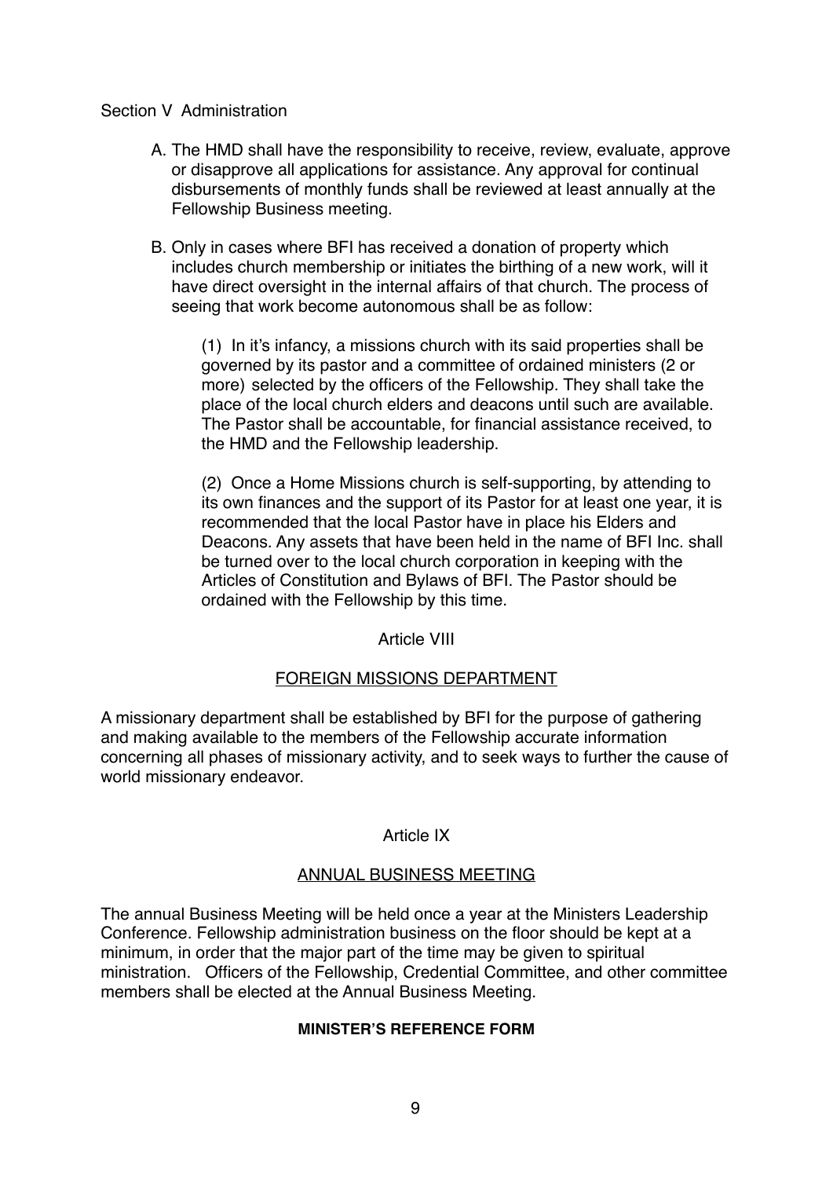Section V Administration

A. The HMD shall have the responsibility to receive, review, evaluate, approve or disapprove all applications for assistance. Any approval for continual disbursements of monthly funds shall be reviewed at least annually at the Fellowship Business meeting.

B. Only in cases where BFI has received a donation of property which includes church membership or initiates the birthing of a new work, will it have direct oversight in the internal affairs of that church. The process of seeing that work become autonomous shall be as follow:

   (1) In it's infancy, a missions church with its said properties shall be governed by its pastor and a committee of ordained ministers (2 or more) selected by the officers of the Fellowship. They shall take the place of the local church elders and deacons until such are available. The Pastor shall be accountable, for financial assistance received, to the HMD and the Fellowship leadership.

   (2) Once a Home Missions church is self-supporting, by attending to its own finances and the support of its Pastor for at least one year, it is recommended that the local Pastor have in place his Elders and Deacons. Any assets that have been held in the name of BFI Inc. shall be turned over to the local church corporation in keeping with the Articles of Constitution and Bylaws of BFI. The Pastor should be ordained with the Fellowship by this time.

## Article VIII

## FOREIGN MISSIONS DEPARTMENT

A missionary department shall be established by BFI for the purpose of gathering and making available to the members of the Fellowship accurate information concerning all phases of missionary activity, and to seek ways to further the cause of world missionary endeavor.

## Article IX

## ANNUAL BUSINESS MEETING

The annual Business Meeting will be held once a year at the Ministers Leadership Conference. Fellowship administration business on the floor should be kept at a minimum, in order that the major part of the time may be given to spiritual ministration. Officers of the Fellowship, Credential Committee, and other committee members shall be elected at the Annual Business Meeting.

**MINISTER'S REFERENCE FORM**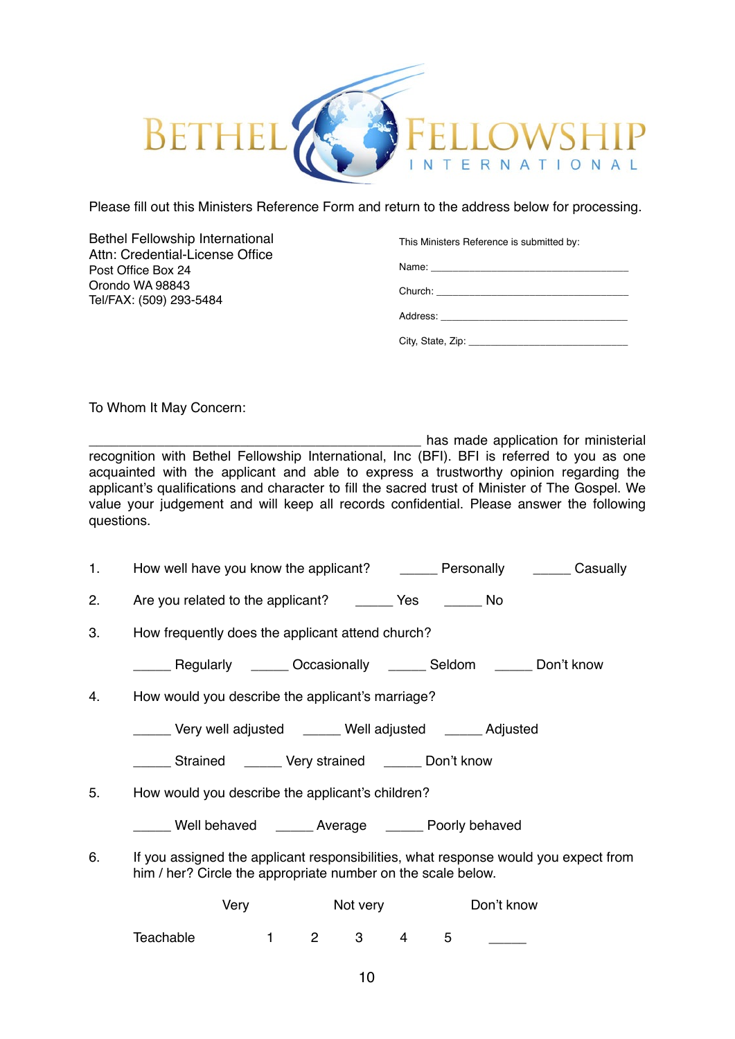# BETHEL FELLOWSHIP INTERNATIONAL

Please fill out this Ministers Reference Form and return to the address below for processing.

Bethel Fellowship International
Attn: Credential-License Office
Post Office Box 24
Orondo WA 98843
Tel/FAX: (509) 293-5484

This Ministers Reference is submitted by:

Name: ____________________________________

Church: ___________________________________

Address: __________________________________

City, State, Zip: ____________________________

To Whom It May Concern:

______________________________________________ has made application for ministerial recognition with Bethel Fellowship International, Inc (BFI). BFI is referred to you as one acquainted with the applicant and able to express a trustworthy opinion regarding the applicant's qualifications and character to fill the sacred trust of Minister of The Gospel. We value your judgement and will keep all records confidential. Please answer the following questions.

1. How well have you know the applicant? _____ Personally _____ Casually

2. Are you related to the applicant? _____ Yes _____ No

3. How frequently does the applicant attend church?

   _____ Regularly _____ Occasionally _____ Seldom _____ Don't know

4. How would you describe the applicant's marriage?

   _____ Very well adjusted _____ Well adjusted _____ Adjusted

   _____ Strained _____ Very strained _____ Don't know

5. How would you describe the applicant's children?

   _____ Well behaved _____ Average _____ Poorly behaved

6. If you assigned the applicant responsibilities, what response would you expect from him / her? Circle the appropriate number on the scale below.

|  | Very |  | Not very |  |  | Don't know |
|---|---|---|---|---|---|---|
| Teachable | 1 | 2 | 3 | 4 | 5 | _____ |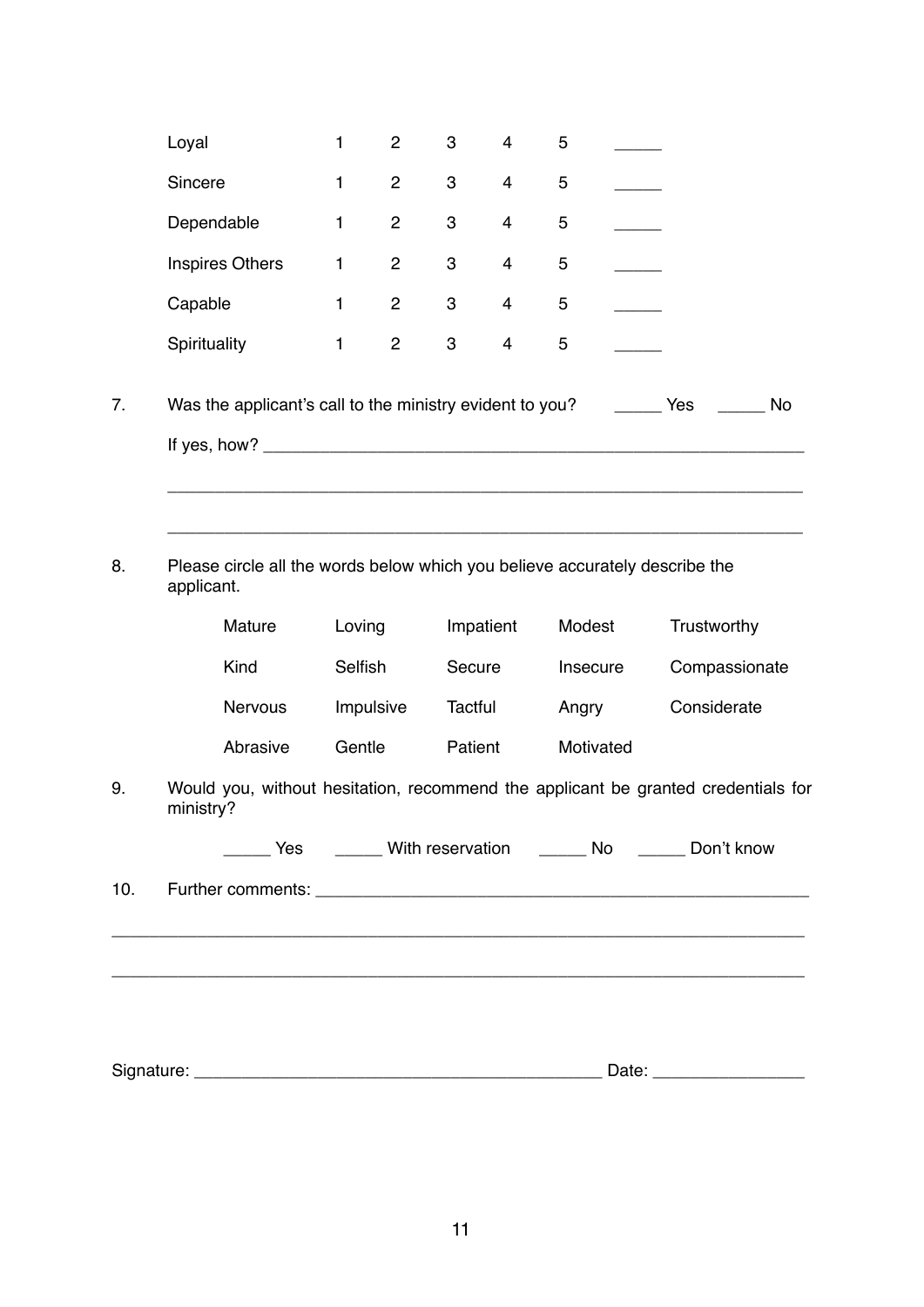| | | | | | | |
|---|---|---|---|---|---|---|
| Loyal | 1 | 2 | 3 | 4 | 5 | _____ |
| Sincere | 1 | 2 | 3 | 4 | 5 | _____ |
| Dependable | 1 | 2 | 3 | 4 | 5 | _____ |
| Inspires Others | 1 | 2 | 3 | 4 | 5 | _____ |
| Capable | 1 | 2 | 3 | 4 | 5 | _____ |
| Spirituality | 1 | 2 | 3 | 4 | 5 | _____ |

7. Was the applicant's call to the ministry evident to you? _____ Yes _____ No

   If yes, how? ____________________________________________________________

   ______________________________________________________________________

   ______________________________________________________________________

8. Please circle all the words below which you believe accurately describe the applicant.

| | | | | |
|---|---|---|---|---|
| Mature | Loving | Impatient | Modest | Trustworthy |
| Kind | Selfish | Secure | Insecure | Compassionate |
| Nervous | Impulsive | Tactful | Angry | Considerate |
| Abrasive | Gentle | Patient | Motivated | |

9. Would you, without hesitation, recommend the applicant be granted credentials for ministry?

   _____ Yes _____ With reservation _____ No _____ Don't know

10. Further comments: ______________________________________________________

______________________________________________________________________

______________________________________________________________________

Signature: ____________________________________________ Date: ________________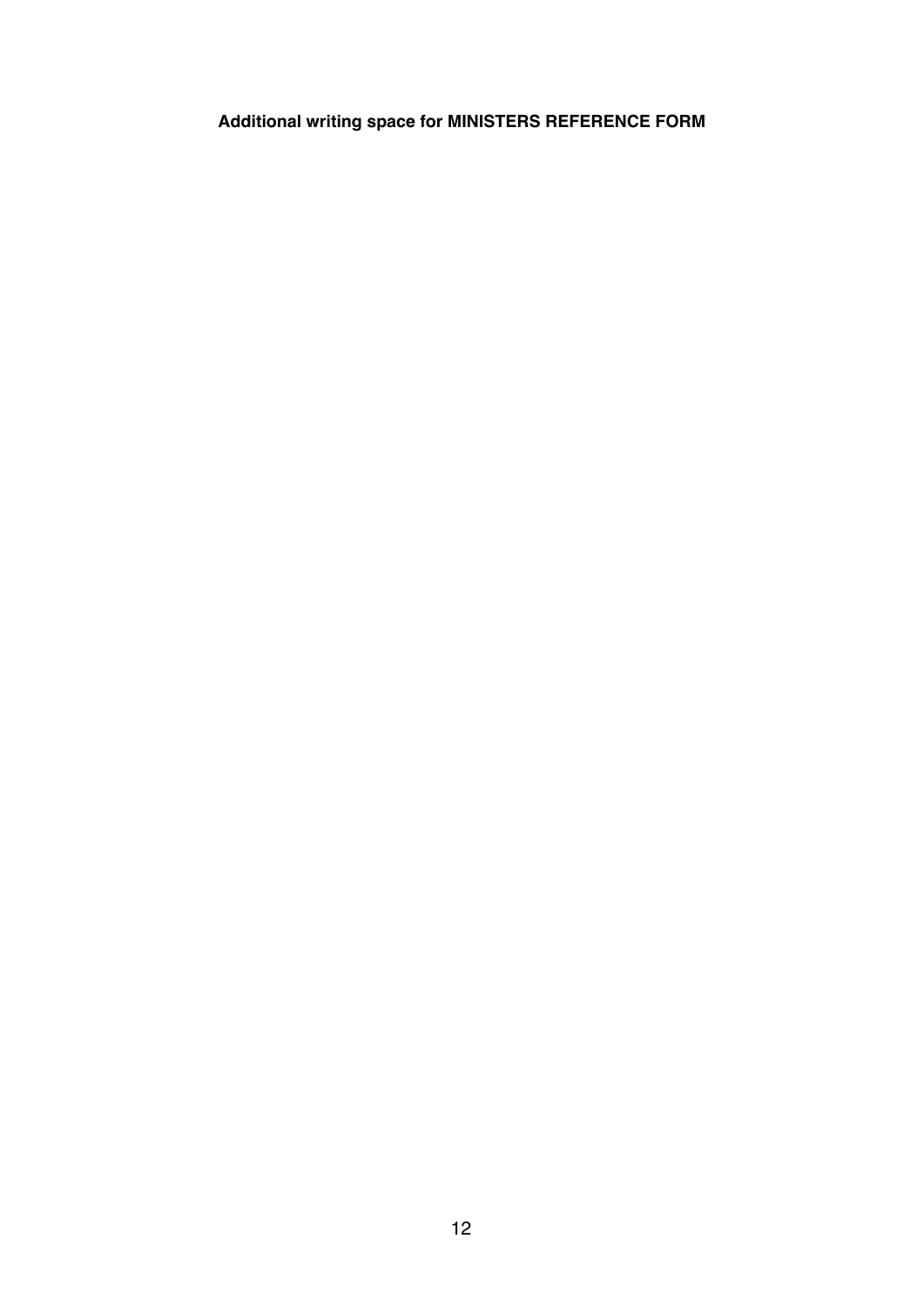**Additional writing space for MINISTERS REFERENCE FORM**